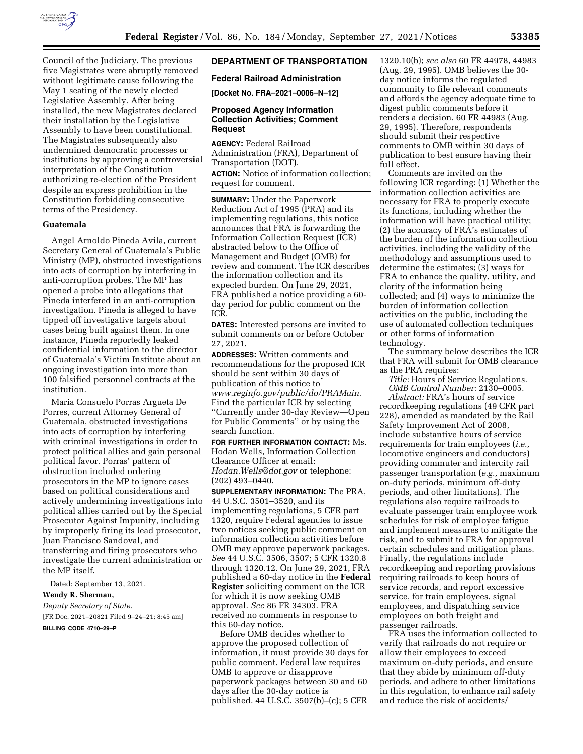Council of the Judiciary. The previous five Magistrates were abruptly removed without legitimate cause following the May 1 seating of the newly elected Legislative Assembly. After being installed, the new Magistrates declared their installation by the Legislative Assembly to have been constitutional. The Magistrates subsequently also undermined democratic processes or institutions by approving a controversial interpretation of the Constitution authorizing re-election of the President despite an express prohibition in the Constitution forbidding consecutive terms of the Presidency.

### Guatemala

Angel Arnoldo Pineda Avila, current Secretary General of Guatemala's Public Ministry (MP), obstructed investigations into acts of corruption by interfering in anti-corruption probes. The MP has opened a probe into allegations that Pineda interfered in an anti-corruption investigation. Pineda is alleged to have tipped off investigative targets about cases being built against them. In one instance, Pineda reportedly leaked confidential information to the director of Guatemala's Victim Institute about an ongoing investigation into more than 100 falsified personnel contracts at the institution.

Maria Consuelo Porras Argueta De Porres, current Attorney General of Guatemala, obstructed investigations into acts of corruption by interfering with criminal investigations in order to protect political allies and gain personal political favor. Porras' pattern of obstruction included ordering prosecutors in the MP to ignore cases based on political considerations and actively undermining investigations into political allies carried out by the Special Prosecutor Against Impunity, including by improperly firing its lead prosecutor, Juan Francisco Sandoval, and transferring and firing prosecutors who investigate the current administration or the MP itself.

Dated: September 13, 2021.

**Wendy R. Sherman,**

*Deputy Secretary of State.*

[FR Doc. 2021–20821 Filed 9–24–21; 8:45 am]

**BILLING CODE 4710–29–P**

## DEPARTMENT OF TRANSPORTATION

### Federal Railroad Administration

**[Docket No. FRA–2021–0006–N–12]**

### Proposed Agency Information Collection Activities; Comment Request

**AGENCY:** Federal Railroad Administration (FRA), Department of Transportation (DOT).

**ACTION:** Notice of information collection; request for comment.

**SUMMARY:** Under the Paperwork Reduction Act of 1995 (PRA) and its implementing regulations, this notice announces that FRA is forwarding the Information Collection Request (ICR) abstracted below to the Office of Management and Budget (OMB) for review and comment. The ICR describes the information collection and its expected burden. On June 29, 2021, FRA published a notice providing a 60-day period for public comment on the ICR.

**DATES:** Interested persons are invited to submit comments on or before October 27, 2021.

**ADDRESSES:** Written comments and recommendations for the proposed ICR should be sent within 30 days of publication of this notice to *www.reginfo.gov/public/do/PRAMain.* Find the particular ICR by selecting ''Currently under 30-day Review—Open for Public Comments'' or by using the search function.

**FOR FURTHER INFORMATION CONTACT:** Ms. Hodan Wells, Information Collection Clearance Officer at email: *Hodan.Wells@dot.gov* or telephone: (202) 493–0440.

**SUPPLEMENTARY INFORMATION:** The PRA, 44 U.S.C. 3501–3520, and its implementing regulations, 5 CFR part 1320, require Federal agencies to issue two notices seeking public comment on information collection activities before OMB may approve paperwork packages. *See* 44 U.S.C. 3506, 3507; 5 CFR 1320.8 through 1320.12. On June 29, 2021, FRA published a 60-day notice in the **Federal Register** soliciting comment on the ICR for which it is now seeking OMB approval. *See* 86 FR 34303. FRA received no comments in response to this 60-day notice.

Before OMB decides whether to approve the proposed collection of information, it must provide 30 days for public comment. Federal law requires OMB to approve or disapprove paperwork packages between 30 and 60 days after the 30-day notice is published. 44 U.S.C. 3507(b)–(c); 5 CFR 1320.10(b); *see also* 60 FR 44978, 44983 (Aug. 29, 1995). OMB believes the 30-day notice informs the regulated community to file relevant comments and affords the agency adequate time to digest public comments before it renders a decision. 60 FR 44983 (Aug. 29, 1995). Therefore, respondents should submit their respective comments to OMB within 30 days of publication to best ensure having their full effect.

Comments are invited on the following ICR regarding: (1) Whether the information collection activities are necessary for FRA to properly execute its functions, including whether the information will have practical utility; (2) the accuracy of FRA's estimates of the burden of the information collection activities, including the validity of the methodology and assumptions used to determine the estimates; (3) ways for FRA to enhance the quality, utility, and clarity of the information being collected; and (4) ways to minimize the burden of information collection activities on the public, including the use of automated collection techniques or other forms of information technology.

The summary below describes the ICR that FRA will submit for OMB clearance as the PRA requires:

*Title:* Hours of Service Regulations.

*OMB Control Number:* 2130–0005.

*Abstract:* FRA's hours of service recordkeeping regulations (49 CFR part 228), amended as mandated by the Rail Safety Improvement Act of 2008, include substantive hours of service requirements for train employees (*i.e.,* locomotive engineers and conductors) providing commuter and intercity rail passenger transportation (*e.g.,* maximum on-duty periods, minimum off-duty periods, and other limitations). The regulations also require railroads to evaluate passenger train employee work schedules for risk of employee fatigue and implement measures to mitigate the risk, and to submit to FRA for approval certain schedules and mitigation plans. Finally, the regulations include recordkeeping and reporting provisions requiring railroads to keep hours of service records, and report excessive service, for train employees, signal employees, and dispatching service employees on both freight and passenger railroads.

FRA uses the information collected to verify that railroads do not require or allow their employees to exceed maximum on-duty periods, and ensure that they abide by minimum off-duty periods, and adhere to other limitations in this regulation, to enhance rail safety and reduce the risk of accidents/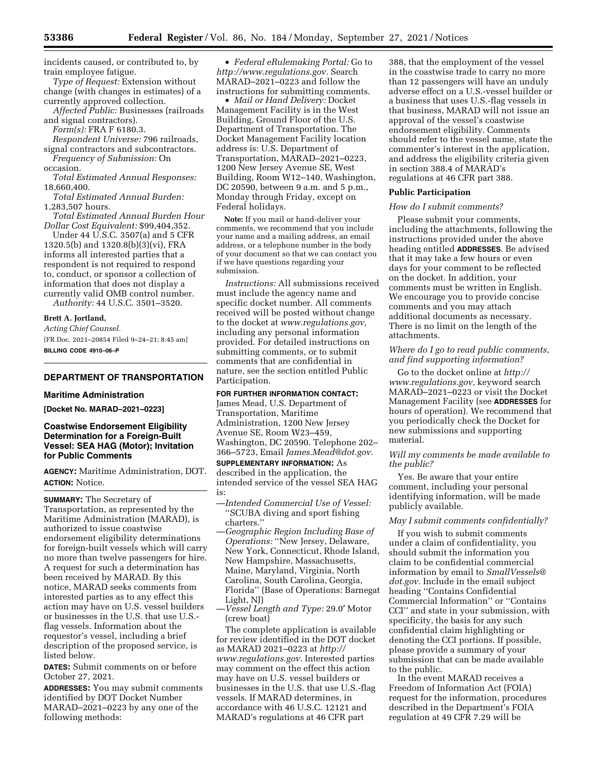incidents caused, or contributed to, by train employee fatigue.

*Type of Request:* Extension without change (with changes in estimates) of a currently approved collection.

*Affected Public:* Businesses (railroads and signal contractors).

*Form(s):* FRA F 6180.3.

*Respondent Universe:* 796 railroads, signal contractors and subcontractors.

*Frequency of Submission:* On occasion.

*Total Estimated Annual Responses:* 18,660,400.

*Total Estimated Annual Burden:* 1,283,507 hours.

*Total Estimated Annual Burden Hour Dollar Cost Equivalent:* $99,404,352.

Under 44 U.S.C. 3507(a) and 5 CFR 1320.5(b) and 1320.8(b)(3)(vi), FRA informs all interested parties that a respondent is not required to respond to, conduct, or sponsor a collection of information that does not display a currently valid OMB control number.

*Authority:* 44 U.S.C. 3501–3520.

**Brett A. Jortland,**

*Acting Chief Counsel.*

[FR Doc. 2021–20854 Filed 9–24–21; 8:45 am]

**BILLING CODE 4910–06–P**

## DEPARTMENT OF TRANSPORTATION

### Maritime Administration

**[Docket No. MARAD–2021–0223]**

### Coastwise Endorsement Eligibility Determination for a Foreign-Built Vessel: SEA HAG (Motor); Invitation for Public Comments

**AGENCY:** Maritime Administration, DOT.

**ACTION:** Notice.

**SUMMARY:** The Secretary of Transportation, as represented by the Maritime Administration (MARAD), is authorized to issue coastwise endorsement eligibility determinations for foreign-built vessels which will carry no more than twelve passengers for hire. A request for such a determination has been received by MARAD. By this notice, MARAD seeks comments from interested parties as to any effect this action may have on U.S. vessel builders or businesses in the U.S. that use U.S.-flag vessels. Information about the requestor's vessel, including a brief description of the proposed service, is listed below.

**DATES:** Submit comments on or before October 27, 2021.

**ADDRESSES:** You may submit comments identified by DOT Docket Number MARAD–2021–0223 by any one of the following methods:

- *Federal eRulemaking Portal:* Go to *http://www.regulations.gov.* Search MARAD–2021–0223 and follow the instructions for submitting comments.
- *Mail or Hand Delivery:* Docket Management Facility is in the West Building, Ground Floor of the U.S. Department of Transportation. The Docket Management Facility location address is: U.S. Department of Transportation, MARAD–2021–0223, 1200 New Jersey Avenue SE, West Building, Room W12–140, Washington, DC 20590, between 9 a.m. and 5 p.m., Monday through Friday, except on Federal holidays.

**Note:** If you mail or hand-deliver your comments, we recommend that you include your name and a mailing address, an email address, or a telephone number in the body of your document so that we can contact you if we have questions regarding your submission.

*Instructions:* All submissions received must include the agency name and specific docket number. All comments received will be posted without change to the docket at *www.regulations.gov,* including any personal information provided. For detailed instructions on submitting comments, or to submit comments that are confidential in nature, see the section entitled Public Participation.

**FOR FURTHER INFORMATION CONTACT:** James Mead, U.S. Department of Transportation, Maritime Administration, 1200 New Jersey Avenue SE, Room W23–459, Washington, DC 20590. Telephone 202–366–5723, Email *James.Mead@dot.gov.*

**SUPPLEMENTARY INFORMATION:** As described in the application, the intended service of the vessel SEA HAG is:

—*Intended Commercial Use of Vessel:* ''SCUBA diving and sport fishing charters.''

—*Geographic Region Including Base of Operations:* ''New Jersey, Delaware, New York, Connecticut, Rhode Island, New Hampshire, Massachusetts, Maine, Maryland, Virginia, North Carolina, South Carolina, Georgia, Florida'' (Base of Operations: Barnegat Light, NJ)

—*Vessel Length and Type:* 29.0′ Motor (crew boat)

The complete application is available for review identified in the DOT docket as MARAD 2021–0223 at *http://www.regulations.gov.* Interested parties may comment on the effect this action may have on U.S. vessel builders or businesses in the U.S. that use U.S.-flag vessels. If MARAD determines, in accordance with 46 U.S.C. 12121 and MARAD's regulations at 46 CFR part 388, that the employment of the vessel in the coastwise trade to carry no more than 12 passengers will have an unduly adverse effect on a U.S.-vessel builder or a business that uses U.S.-flag vessels in that business, MARAD will not issue an approval of the vessel's coastwise endorsement eligibility. Comments should refer to the vessel name, state the commenter's interest in the application, and address the eligibility criteria given in section 388.4 of MARAD's regulations at 46 CFR part 388.

### Public Participation

*How do I submit comments?*

Please submit your comments, including the attachments, following the instructions provided under the above heading entitled **ADDRESSES**. Be advised that it may take a few hours or even days for your comment to be reflected on the docket. In addition, your comments must be written in English. We encourage you to provide concise comments and you may attach additional documents as necessary. There is no limit on the length of the attachments.

*Where do I go to read public comments, and find supporting information?*

Go to the docket online at *http://www.regulations.gov,* keyword search MARAD–2021–0223 or visit the Docket Management Facility (see **ADDRESSES** for hours of operation). We recommend that you periodically check the Docket for new submissions and supporting material.

*Will my comments be made available to the public?*

Yes. Be aware that your entire comment, including your personal identifying information, will be made publicly available.

*May I submit comments confidentially?*

If you wish to submit comments under a claim of confidentiality, you should submit the information you claim to be confidential commercial information by email to *SmallVessels@dot.gov.* Include in the email subject heading ''Contains Confidential Commercial Information'' or ''Contains CCI'' and state in your submission, with specificity, the basis for any such confidential claim highlighting or denoting the CCI portions. If possible, please provide a summary of your submission that can be made available to the public.

In the event MARAD receives a Freedom of Information Act (FOIA) request for the information, procedures described in the Department's FOIA regulation at 49 CFR 7.29 will be